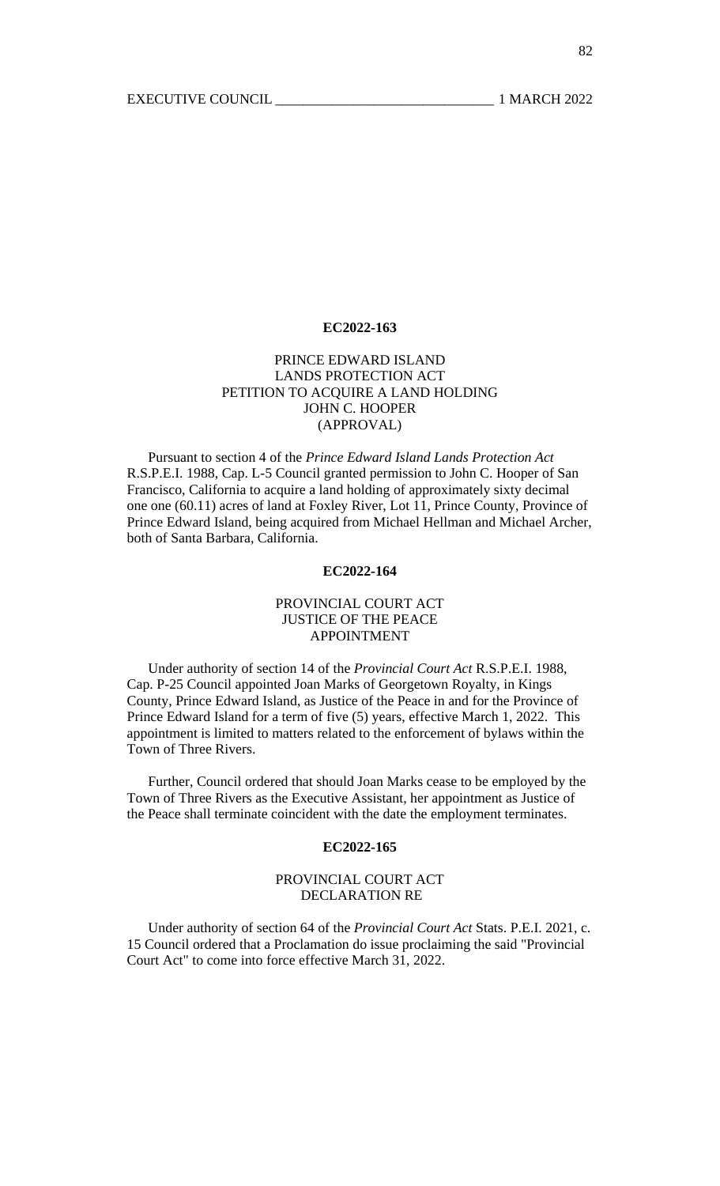**EC2022-163**

PRINCE EDWARD ISLAND
LANDS PROTECTION ACT
PETITION TO ACQUIRE A LAND HOLDING
JOHN C. HOOPER
(APPROVAL)

Pursuant to section 4 of the *Prince Edward Island Lands Protection Act* R.S.P.E.I. 1988, Cap. L-5 Council granted permission to John C. Hooper of San Francisco, California to acquire a land holding of approximately sixty decimal one one (60.11) acres of land at Foxley River, Lot 11, Prince County, Province of Prince Edward Island, being acquired from Michael Hellman and Michael Archer, both of Santa Barbara, California.

**EC2022-164**

PROVINCIAL COURT ACT
JUSTICE OF THE PEACE
APPOINTMENT

Under authority of section 14 of the *Provincial Court Act* R.S.P.E.I. 1988, Cap. P-25 Council appointed Joan Marks of Georgetown Royalty, in Kings County, Prince Edward Island, as Justice of the Peace in and for the Province of Prince Edward Island for a term of five (5) years, effective March 1, 2022. This appointment is limited to matters related to the enforcement of bylaws within the Town of Three Rivers.

Further, Council ordered that should Joan Marks cease to be employed by the Town of Three Rivers as the Executive Assistant, her appointment as Justice of the Peace shall terminate coincident with the date the employment terminates.

**EC2022-165**

PROVINCIAL COURT ACT
DECLARATION RE

Under authority of section 64 of the *Provincial Court Act* Stats. P.E.I. 2021, c. 15 Council ordered that a Proclamation do issue proclaiming the said "Provincial Court Act" to come into force effective March 31, 2022.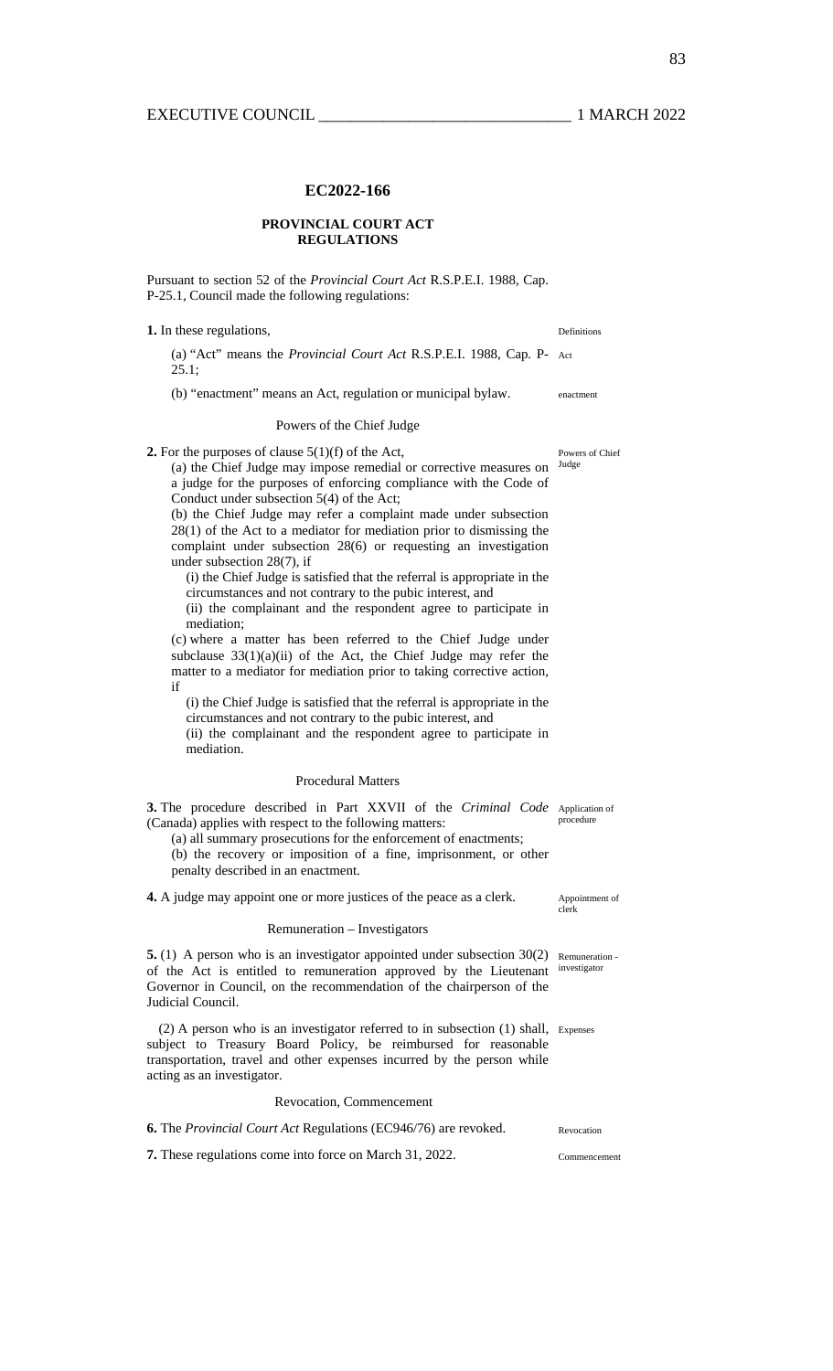## EC2022-166

### PROVINCIAL COURT ACT REGULATIONS

Pursuant to section 52 of the *Provincial Court Act* R.S.P.E.I. 1988, Cap. P-25.1, Council made the following regulations:

**1.** In these regulations,

Definitions

(a) "Act" means the *Provincial Court Act* R.S.P.E.I. 1988, Cap. P-25.1;

Act

(b) "enactment" means an Act, regulation or municipal bylaw.

enactment

#### Powers of the Chief Judge

**2.** For the purposes of clause 5(1)(f) of the Act,

Powers of Chief Judge

(a) the Chief Judge may impose remedial or corrective measures on a judge for the purposes of enforcing compliance with the Code of Conduct under subsection 5(4) of the Act;

(b) the Chief Judge may refer a complaint made under subsection 28(1) of the Act to a mediator for mediation prior to dismissing the complaint under subsection 28(6) or requesting an investigation under subsection 28(7), if

(i) the Chief Judge is satisfied that the referral is appropriate in the circumstances and not contrary to the pubic interest, and

(ii) the complainant and the respondent agree to participate in mediation;

(c) where a matter has been referred to the Chief Judge under subclause 33(1)(a)(ii) of the Act, the Chief Judge may refer the matter to a mediator for mediation prior to taking corrective action, if

(i) the Chief Judge is satisfied that the referral is appropriate in the circumstances and not contrary to the pubic interest, and

(ii) the complainant and the respondent agree to participate in mediation.

#### Procedural Matters

**3.** The procedure described in Part XXVII of the *Criminal Code* (Canada) applies with respect to the following matters:

Application of procedure

(a) all summary prosecutions for the enforcement of enactments;

(b) the recovery or imposition of a fine, imprisonment, or other penalty described in an enactment.

**4.** A judge may appoint one or more justices of the peace as a clerk.

Appointment of clerk

#### Remuneration – Investigators

**5.** (1) A person who is an investigator appointed under subsection 30(2) of the Act is entitled to remuneration approved by the Lieutenant Governor in Council, on the recommendation of the chairperson of the Judicial Council.

Remuneration - investigator

(2) A person who is an investigator referred to in subsection (1) shall, subject to Treasury Board Policy, be reimbursed for reasonable transportation, travel and other expenses incurred by the person while acting as an investigator.

Expenses

#### Revocation, Commencement

**6.** The *Provincial Court Act* Regulations (EC946/76) are revoked.

Revocation

**7.** These regulations come into force on March 31, 2022.

Commencement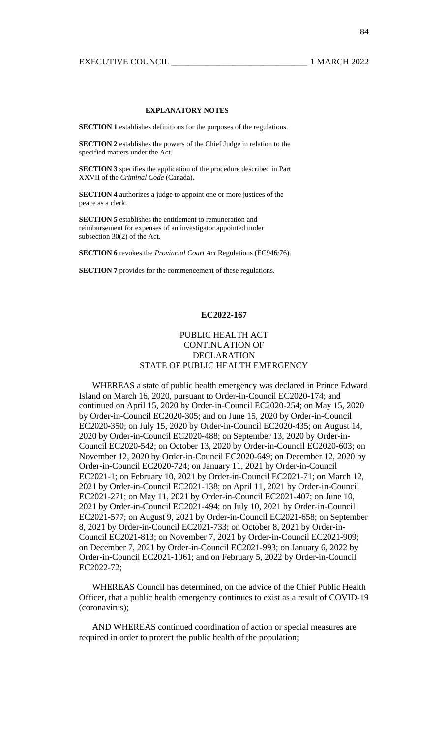**EXPLANATORY NOTES**

**SECTION 1** establishes definitions for the purposes of the regulations.

**SECTION 2** establishes the powers of the Chief Judge in relation to the specified matters under the Act.

**SECTION 3** specifies the application of the procedure described in Part XXVII of the *Criminal Code* (Canada).

**SECTION 4** authorizes a judge to appoint one or more justices of the peace as a clerk.

**SECTION 5** establishes the entitlement to remuneration and reimbursement for expenses of an investigator appointed under subsection 30(2) of the Act.

**SECTION 6** revokes the *Provincial Court Act* Regulations (EC946/76).

**SECTION 7** provides for the commencement of these regulations.

**EC2022-167**

PUBLIC HEALTH ACT
CONTINUATION OF
DECLARATION
STATE OF PUBLIC HEALTH EMERGENCY

WHEREAS a state of public health emergency was declared in Prince Edward Island on March 16, 2020, pursuant to Order-in-Council EC2020-174; and continued on April 15, 2020 by Order-in-Council EC2020-254; on May 15, 2020 by Order-in-Council EC2020-305; and on June 15, 2020 by Order-in-Council EC2020-350; on July 15, 2020 by Order-in-Council EC2020-435; on August 14, 2020 by Order-in-Council EC2020-488; on September 13, 2020 by Order-in-Council EC2020-542; on October 13, 2020 by Order-in-Council EC2020-603; on November 12, 2020 by Order-in-Council EC2020-649; on December 12, 2020 by Order-in-Council EC2020-724; on January 11, 2021 by Order-in-Council EC2021-1; on February 10, 2021 by Order-in-Council EC2021-71; on March 12, 2021 by Order-in-Council EC2021-138; on April 11, 2021 by Order-in-Council EC2021-271; on May 11, 2021 by Order-in-Council EC2021-407; on June 10, 2021 by Order-in-Council EC2021-494; on July 10, 2021 by Order-in-Council EC2021-577; on August 9, 2021 by Order-in-Council EC2021-658; on September 8, 2021 by Order-in-Council EC2021-733; on October 8, 2021 by Order-in-Council EC2021-813; on November 7, 2021 by Order-in-Council EC2021-909; on December 7, 2021 by Order-in-Council EC2021-993; on January 6, 2022 by Order-in-Council EC2021-1061; and on February 5, 2022 by Order-in-Council EC2022-72;

WHEREAS Council has determined, on the advice of the Chief Public Health Officer, that a public health emergency continues to exist as a result of COVID-19 (coronavirus);

AND WHEREAS continued coordination of action or special measures are required in order to protect the public health of the population;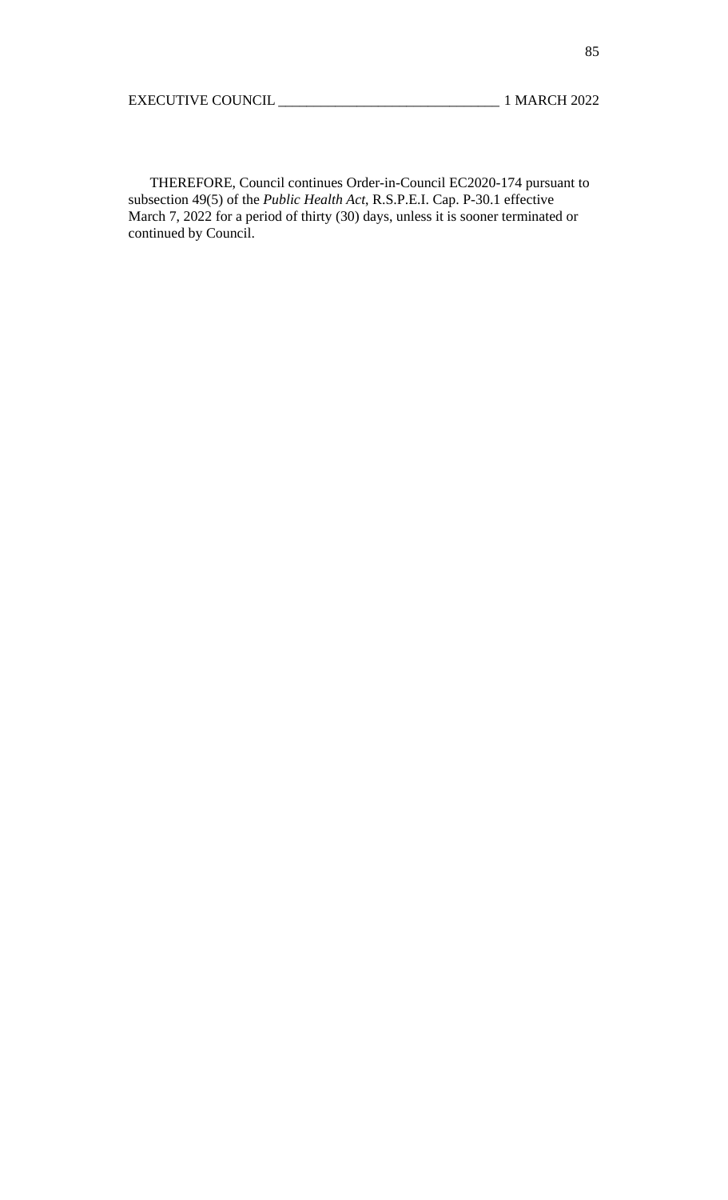THEREFORE, Council continues Order-in-Council EC2020-174 pursuant to subsection 49(5) of the *Public Health Act*, R.S.P.E.I. Cap. P-30.1 effective March 7, 2022 for a period of thirty (30) days, unless it is sooner terminated or continued by Council.